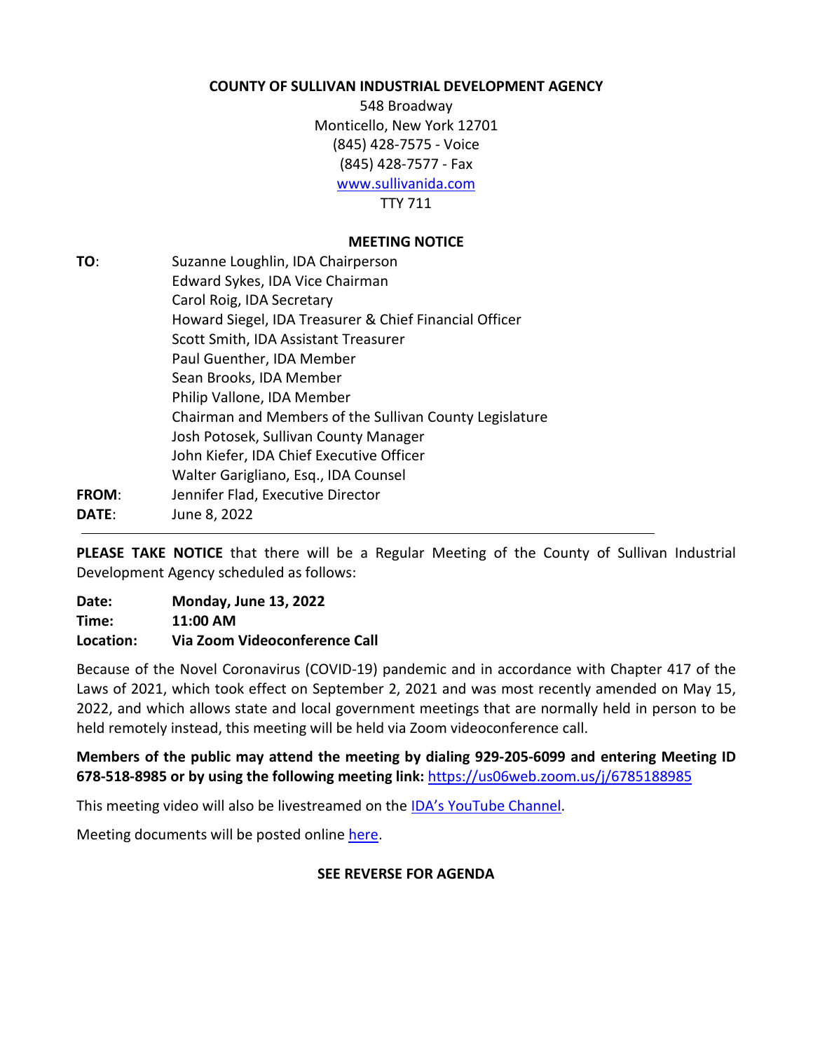**COUNTY OF SULLIVAN INDUSTRIAL DEVELOPMENT AGENCY**

548 Broadway
Monticello, New York 12701
(845) 428-7575 - Voice
(845) 428-7577 - Fax
www.sullivanida.com
TTY 711

**MEETING NOTICE**

**TO**: Suzanne Loughlin, IDA Chairperson
Edward Sykes, IDA Vice Chairman
Carol Roig, IDA Secretary
Howard Siegel, IDA Treasurer & Chief Financial Officer
Scott Smith, IDA Assistant Treasurer
Paul Guenther, IDA Member
Sean Brooks, IDA Member
Philip Vallone, IDA Member
Chairman and Members of the Sullivan County Legislature
Josh Potosek, Sullivan County Manager
John Kiefer, IDA Chief Executive Officer
Walter Garigliano, Esq., IDA Counsel

**FROM**: Jennifer Flad, Executive Director

**DATE**: June 8, 2022

---

**PLEASE TAKE NOTICE** that there will be a Regular Meeting of the County of Sullivan Industrial Development Agency scheduled as follows:

**Date:** **Monday, June 13, 2022**
**Time:** **11:00 AM**
**Location:** **Via Zoom Videoconference Call**

Because of the Novel Coronavirus (COVID-19) pandemic and in accordance with Chapter 417 of the Laws of 2021, which took effect on September 2, 2021 and was most recently amended on May 15, 2022, and which allows state and local government meetings that are normally held in person to be held remotely instead, this meeting will be held via Zoom videoconference call.

**Members of the public may attend the meeting by dialing 929-205-6099 and entering Meeting ID 678-518-8985 or by using the following meeting link:** https://us06web.zoom.us/j/6785188985

This meeting video will also be livestreamed on the IDA's YouTube Channel.

Meeting documents will be posted online here.

**SEE REVERSE FOR AGENDA**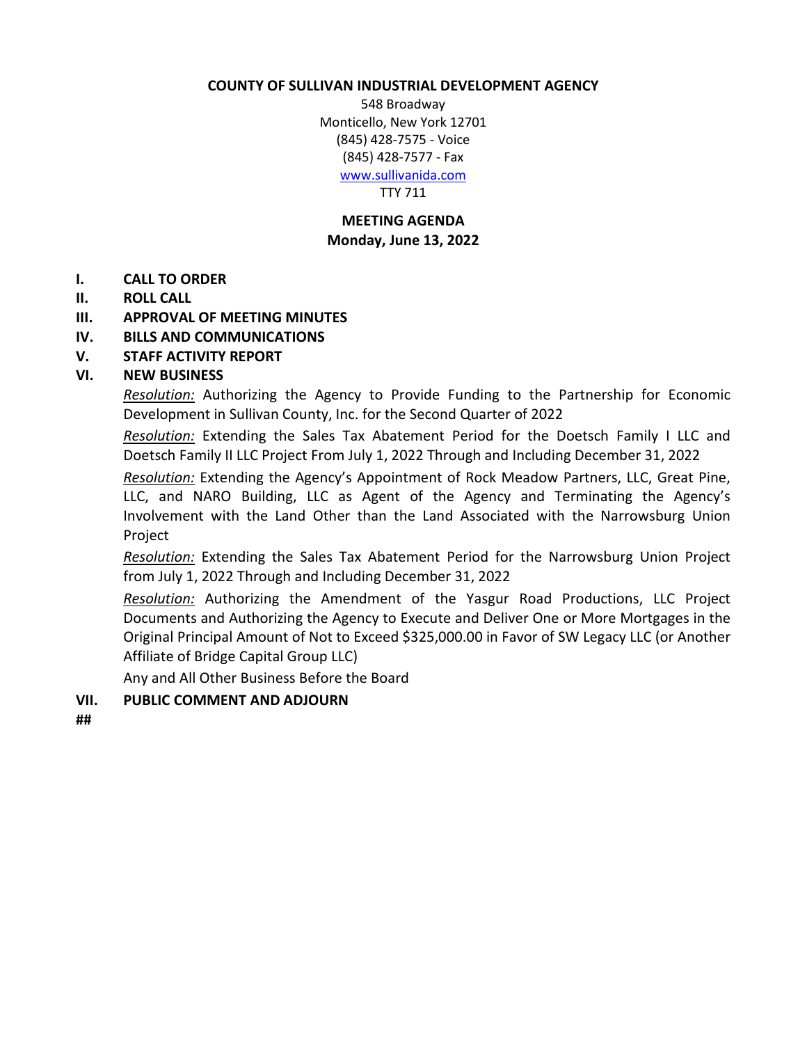**COUNTY OF SULLIVAN INDUSTRIAL DEVELOPMENT AGENCY**

548 Broadway
Monticello, New York 12701
(845) 428-7575 - Voice
(845) 428-7577 - Fax
www.sullivanida.com
TTY 711

**MEETING AGENDA**
**Monday, June 13, 2022**

**I. CALL TO ORDER**

**II. ROLL CALL**

**III. APPROVAL OF MEETING MINUTES**

**IV. BILLS AND COMMUNICATIONS**

**V. STAFF ACTIVITY REPORT**

**VI. NEW BUSINESS**

*Resolution:* Authorizing the Agency to Provide Funding to the Partnership for Economic Development in Sullivan County, Inc. for the Second Quarter of 2022

*Resolution:* Extending the Sales Tax Abatement Period for the Doetsch Family I LLC and Doetsch Family II LLC Project From July 1, 2022 Through and Including December 31, 2022

*Resolution:* Extending the Agency's Appointment of Rock Meadow Partners, LLC, Great Pine, LLC, and NARO Building, LLC as Agent of the Agency and Terminating the Agency's Involvement with the Land Other than the Land Associated with the Narrowsburg Union Project

*Resolution:* Extending the Sales Tax Abatement Period for the Narrowsburg Union Project from July 1, 2022 Through and Including December 31, 2022

*Resolution:* Authorizing the Amendment of the Yasgur Road Productions, LLC Project Documents and Authorizing the Agency to Execute and Deliver One or More Mortgages in the Original Principal Amount of Not to Exceed $325,000.00 in Favor of SW Legacy LLC (or Another Affiliate of Bridge Capital Group LLC)

Any and All Other Business Before the Board

**VII. PUBLIC COMMENT AND ADJOURN**

**##**